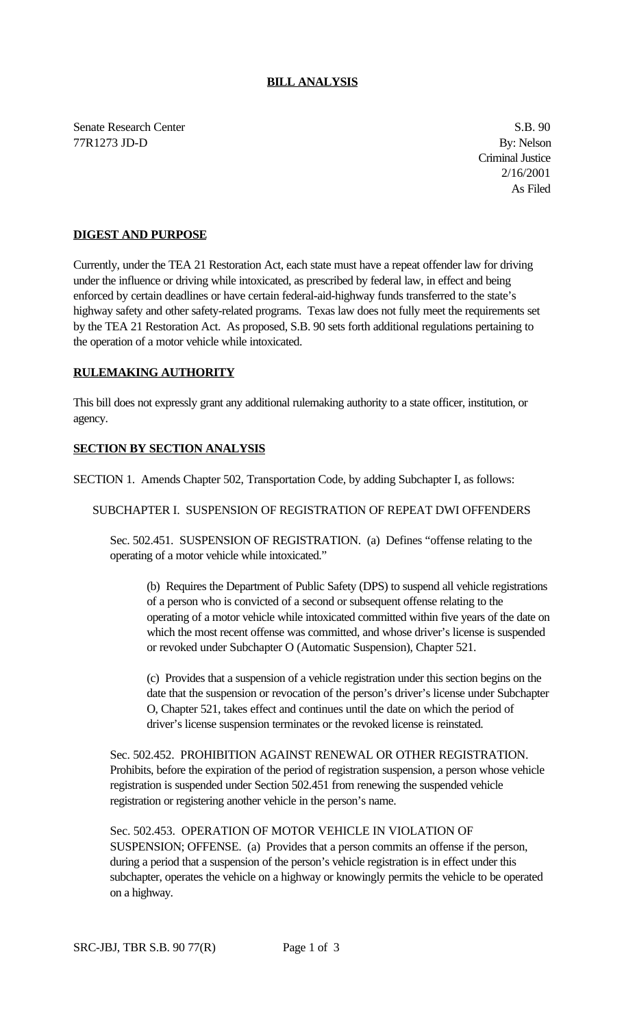**BILL ANALYSIS**

Senate Research Center
77R1273 JD-D

S.B. 90
By: Nelson
Criminal Justice
2/16/2001
As Filed

**DIGEST AND PURPOSE**

Currently, under the TEA 21 Restoration Act, each state must have a repeat offender law for driving under the influence or driving while intoxicated, as prescribed by federal law, in effect and being enforced by certain deadlines or have certain federal-aid-highway funds transferred to the state's highway safety and other safety-related programs. Texas law does not fully meet the requirements set by the TEA 21 Restoration Act. As proposed, S.B. 90 sets forth additional regulations pertaining to the operation of a motor vehicle while intoxicated.

**RULEMAKING AUTHORITY**

This bill does not expressly grant any additional rulemaking authority to a state officer, institution, or agency.

**SECTION BY SECTION ANALYSIS**

SECTION 1. Amends Chapter 502, Transportation Code, by adding Subchapter I, as follows:

SUBCHAPTER I. SUSPENSION OF REGISTRATION OF REPEAT DWI OFFENDERS

Sec. 502.451. SUSPENSION OF REGISTRATION. (a) Defines "offense relating to the operating of a motor vehicle while intoxicated."

(b) Requires the Department of Public Safety (DPS) to suspend all vehicle registrations of a person who is convicted of a second or subsequent offense relating to the operating of a motor vehicle while intoxicated committed within five years of the date on which the most recent offense was committed, and whose driver's license is suspended or revoked under Subchapter O (Automatic Suspension), Chapter 521.

(c) Provides that a suspension of a vehicle registration under this section begins on the date that the suspension or revocation of the person's driver's license under Subchapter O, Chapter 521, takes effect and continues until the date on which the period of driver's license suspension terminates or the revoked license is reinstated.

Sec. 502.452. PROHIBITION AGAINST RENEWAL OR OTHER REGISTRATION. Prohibits, before the expiration of the period of registration suspension, a person whose vehicle registration is suspended under Section 502.451 from renewing the suspended vehicle registration or registering another vehicle in the person's name.

Sec. 502.453. OPERATION OF MOTOR VEHICLE IN VIOLATION OF SUSPENSION; OFFENSE. (a) Provides that a person commits an offense if the person, during a period that a suspension of the person's vehicle registration is in effect under this subchapter, operates the vehicle on a highway or knowingly permits the vehicle to be operated on a highway.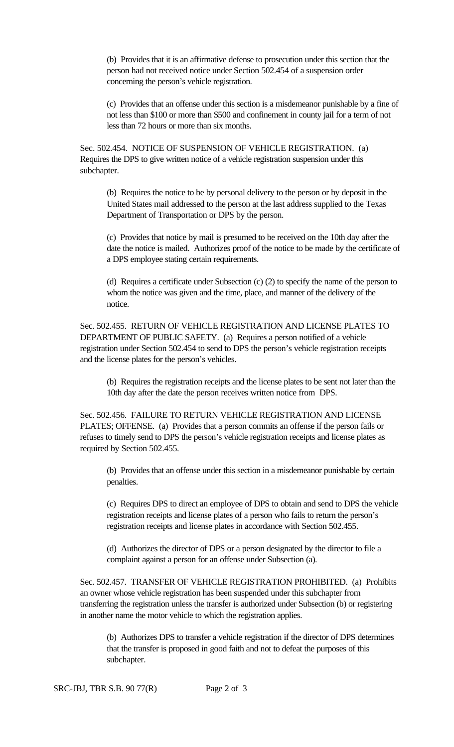(b) Provides that it is an affirmative defense to prosecution under this section that the person had not received notice under Section 502.454 of a suspension order concerning the person's vehicle registration.

(c) Provides that an offense under this section is a misdemeanor punishable by a fine of not less than $100 or more than $500 and confinement in county jail for a term of not less than 72 hours or more than six months.

Sec. 502.454. NOTICE OF SUSPENSION OF VEHICLE REGISTRATION. (a) Requires the DPS to give written notice of a vehicle registration suspension under this subchapter.

(b) Requires the notice to be by personal delivery to the person or by deposit in the United States mail addressed to the person at the last address supplied to the Texas Department of Transportation or DPS by the person.

(c) Provides that notice by mail is presumed to be received on the 10th day after the date the notice is mailed. Authorizes proof of the notice to be made by the certificate of a DPS employee stating certain requirements.

(d) Requires a certificate under Subsection (c) (2) to specify the name of the person to whom the notice was given and the time, place, and manner of the delivery of the notice.

Sec. 502.455. RETURN OF VEHICLE REGISTRATION AND LICENSE PLATES TO DEPARTMENT OF PUBLIC SAFETY. (a) Requires a person notified of a vehicle registration under Section 502.454 to send to DPS the person's vehicle registration receipts and the license plates for the person's vehicles.

(b) Requires the registration receipts and the license plates to be sent not later than the 10th day after the date the person receives written notice from DPS.

Sec. 502.456. FAILURE TO RETURN VEHICLE REGISTRATION AND LICENSE PLATES; OFFENSE. (a) Provides that a person commits an offense if the person fails or refuses to timely send to DPS the person's vehicle registration receipts and license plates as required by Section 502.455.

(b) Provides that an offense under this section in a misdemeanor punishable by certain penalties.

(c) Requires DPS to direct an employee of DPS to obtain and send to DPS the vehicle registration receipts and license plates of a person who fails to return the person's registration receipts and license plates in accordance with Section 502.455.

(d) Authorizes the director of DPS or a person designated by the director to file a complaint against a person for an offense under Subsection (a).

Sec. 502.457. TRANSFER OF VEHICLE REGISTRATION PROHIBITED. (a) Prohibits an owner whose vehicle registration has been suspended under this subchapter from transferring the registration unless the transfer is authorized under Subsection (b) or registering in another name the motor vehicle to which the registration applies.

(b) Authorizes DPS to transfer a vehicle registration if the director of DPS determines that the transfer is proposed in good faith and not to defeat the purposes of this subchapter.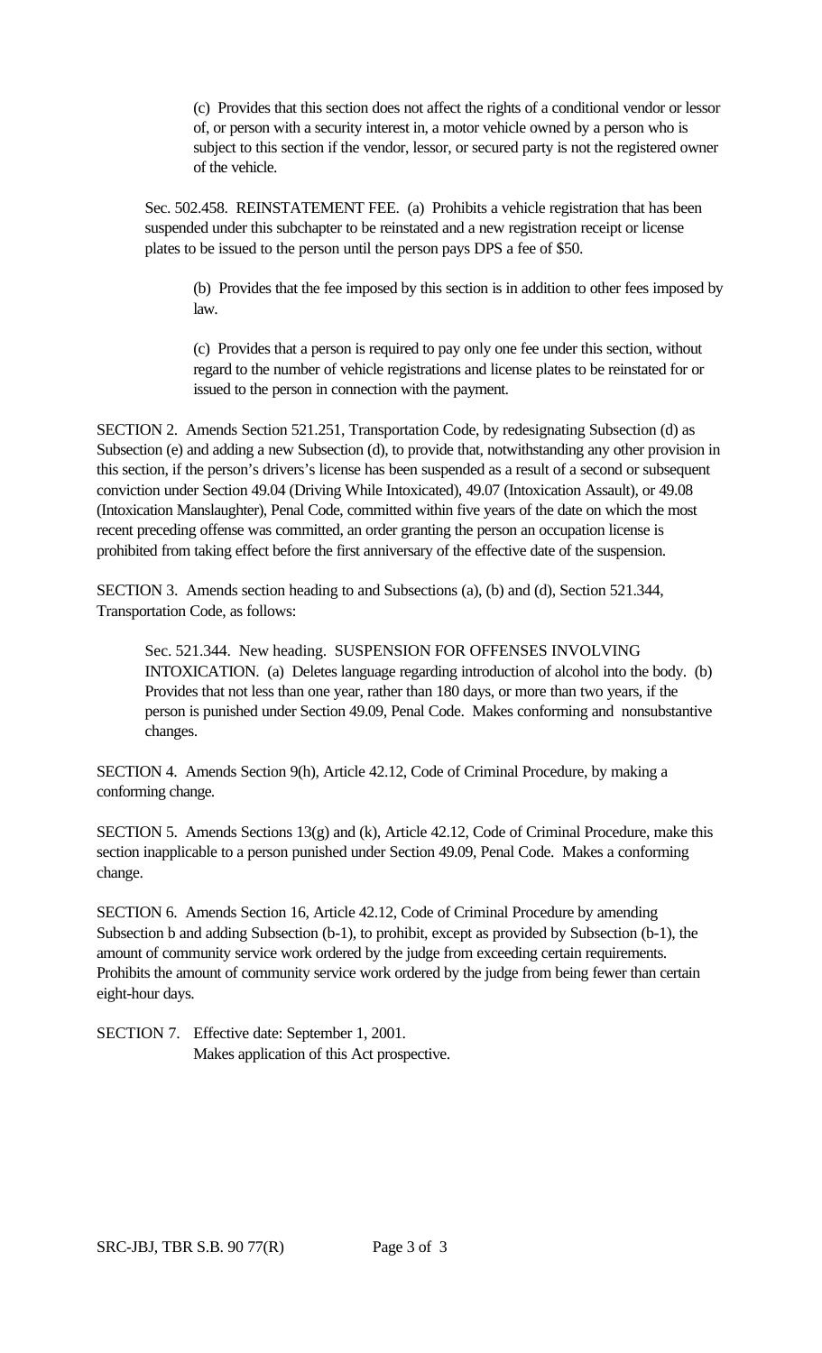(c) Provides that this section does not affect the rights of a conditional vendor or lessor of, or person with a security interest in, a motor vehicle owned by a person who is subject to this section if the vendor, lessor, or secured party is not the registered owner of the vehicle.

Sec. 502.458. REINSTATEMENT FEE. (a) Prohibits a vehicle registration that has been suspended under this subchapter to be reinstated and a new registration receipt or license plates to be issued to the person until the person pays DPS a fee of $50.

(b) Provides that the fee imposed by this section is in addition to other fees imposed by law.

(c) Provides that a person is required to pay only one fee under this section, without regard to the number of vehicle registrations and license plates to be reinstated for or issued to the person in connection with the payment.

SECTION 2. Amends Section 521.251, Transportation Code, by redesignating Subsection (d) as Subsection (e) and adding a new Subsection (d), to provide that, notwithstanding any other provision in this section, if the person's drivers's license has been suspended as a result of a second or subsequent conviction under Section 49.04 (Driving While Intoxicated), 49.07 (Intoxication Assault), or 49.08 (Intoxication Manslaughter), Penal Code, committed within five years of the date on which the most recent preceding offense was committed, an order granting the person an occupation license is prohibited from taking effect before the first anniversary of the effective date of the suspension.

SECTION 3. Amends section heading to and Subsections (a), (b) and (d), Section 521.344, Transportation Code, as follows:

Sec. 521.344. New heading. SUSPENSION FOR OFFENSES INVOLVING INTOXICATION. (a) Deletes language regarding introduction of alcohol into the body. (b) Provides that not less than one year, rather than 180 days, or more than two years, if the person is punished under Section 49.09, Penal Code. Makes conforming and nonsubstantive changes.

SECTION 4. Amends Section 9(h), Article 42.12, Code of Criminal Procedure, by making a conforming change.

SECTION 5. Amends Sections 13(g) and (k), Article 42.12, Code of Criminal Procedure, make this section inapplicable to a person punished under Section 49.09, Penal Code. Makes a conforming change.

SECTION 6. Amends Section 16, Article 42.12, Code of Criminal Procedure by amending Subsection b and adding Subsection (b-1), to prohibit, except as provided by Subsection (b-1), the amount of community service work ordered by the judge from exceeding certain requirements. Prohibits the amount of community service work ordered by the judge from being fewer than certain eight-hour days.

SECTION 7. Effective date: September 1, 2001.
Makes application of this Act prospective.